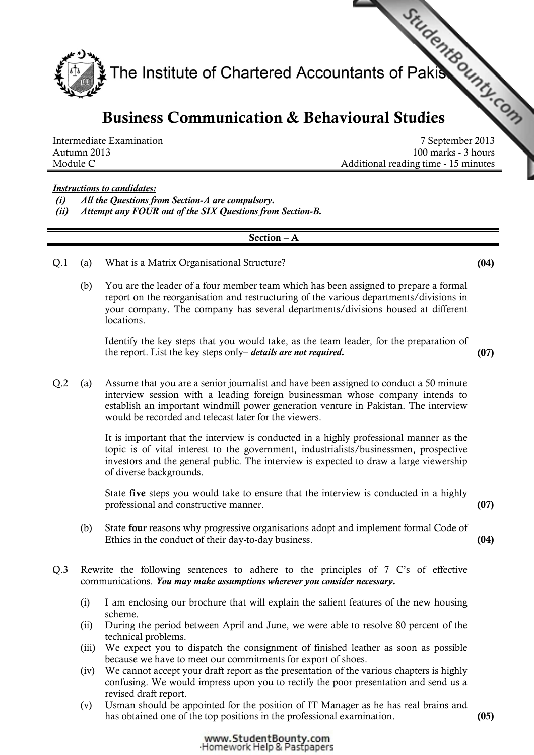The Institute of Chartered Accountants of Pakistan

# Business Communication & Behavioural Studies

Intermediate Examination | 7 September 2013
Autumn 2013 | 100 marks - 3 hours
Module C | Additional reading time - 15 minutes

***Instructions to candidates:***

*(i) All the Questions from Section-A are compulsory.*
*(ii) Attempt any FOUR out of the SIX Questions from Section-B.*

## Section – A

Q.1 (a) What is a Matrix Organisational Structure? **(04)**

(b) You are the leader of a four member team which has been assigned to prepare a formal report on the reorganisation and restructuring of the various departments/divisions in your company. The company has several departments/divisions housed at different locations.

Identify the key steps that you would take, as the team leader, for the preparation of the report. List the key steps only– ***details are not required.*** **(07)**

Q.2 (a) Assume that you are a senior journalist and have been assigned to conduct a 50 minute interview session with a leading foreign businessman whose company intends to establish an important windmill power generation venture in Pakistan. The interview would be recorded and telecast later for the viewers.

It is important that the interview is conducted in a highly professional manner as the topic is of vital interest to the government, industrialists/businessmen, prospective investors and the general public. The interview is expected to draw a large viewership of diverse backgrounds.

State **five** steps you would take to ensure that the interview is conducted in a highly professional and constructive manner. **(07)**

(b) State **four** reasons why progressive organisations adopt and implement formal Code of Ethics in the conduct of their day-to-day business. **(04)**

Q.3 Rewrite the following sentences to adhere to the principles of 7 C's of effective communications. ***You may make assumptions wherever you consider necessary.***

(i) I am enclosing our brochure that will explain the salient features of the new housing scheme.
(ii) During the period between April and June, we were able to resolve 80 percent of the technical problems.
(iii) We expect you to dispatch the consignment of finished leather as soon as possible because we have to meet our commitments for export of shoes.
(iv) We cannot accept your draft report as the presentation of the various chapters is highly confusing. We would impress upon you to rectify the poor presentation and send us a revised draft report.
(v) Usman should be appointed for the position of IT Manager as he has real brains and has obtained one of the top positions in the professional examination. **(05)**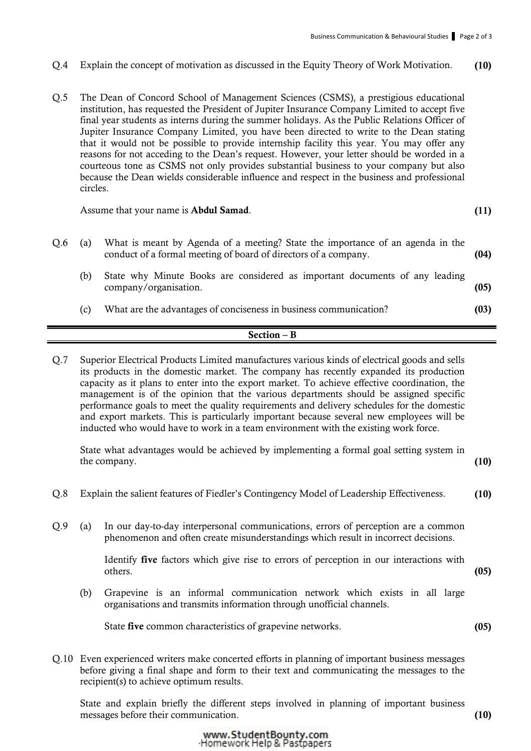Q.4 Explain the concept of motivation as discussed in the Equity Theory of Work Motivation. **(10)**

Q.5 The Dean of Concord School of Management Sciences (CSMS), a prestigious educational institution, has requested the President of Jupiter Insurance Company Limited to accept five final year students as interns during the summer holidays. As the Public Relations Officer of Jupiter Insurance Company Limited, you have been directed to write to the Dean stating that it would not be possible to provide internship facility this year. You may offer any reasons for not acceding to the Dean's request. However, your letter should be worded in a courteous tone as CSMS not only provides substantial business to your company but also because the Dean wields considerable influence and respect in the business and professional circles.

Assume that your name is **Abdul Samad**. **(11)**

Q.6 (a) What is meant by Agenda of a meeting? State the importance of an agenda in the conduct of a formal meeting of board of directors of a company. **(04)**

(b) State why Minute Books are considered as important documents of any leading company/organisation. **(05)**

(c) What are the advantages of conciseness in business communication? **(03)**

## Section – B

Q.7 Superior Electrical Products Limited manufactures various kinds of electrical goods and sells its products in the domestic market. The company has recently expanded its production capacity as it plans to enter into the export market. To achieve effective coordination, the management is of the opinion that the various departments should be assigned specific performance goals to meet the quality requirements and delivery schedules for the domestic and export markets. This is particularly important because several new employees will be inducted who would have to work in a team environment with the existing work force.

State what advantages would be achieved by implementing a formal goal setting system in the company. **(10)**

Q.8 Explain the salient features of Fiedler's Contingency Model of Leadership Effectiveness. **(10)**

Q.9 (a) In our day-to-day interpersonal communications, errors of perception are a common phenomenon and often create misunderstandings which result in incorrect decisions.

Identify **five** factors which give rise to errors of perception in our interactions with others. **(05)**

(b) Grapevine is an informal communication network which exists in all large organisations and transmits information through unofficial channels.

State **five** common characteristics of grapevine networks. **(05)**

Q.10 Even experienced writers make concerted efforts in planning of important business messages before giving a final shape and form to their text and communicating the messages to the recipient(s) to achieve optimum results.

State and explain briefly the different steps involved in planning of important business messages before their communication. **(10)**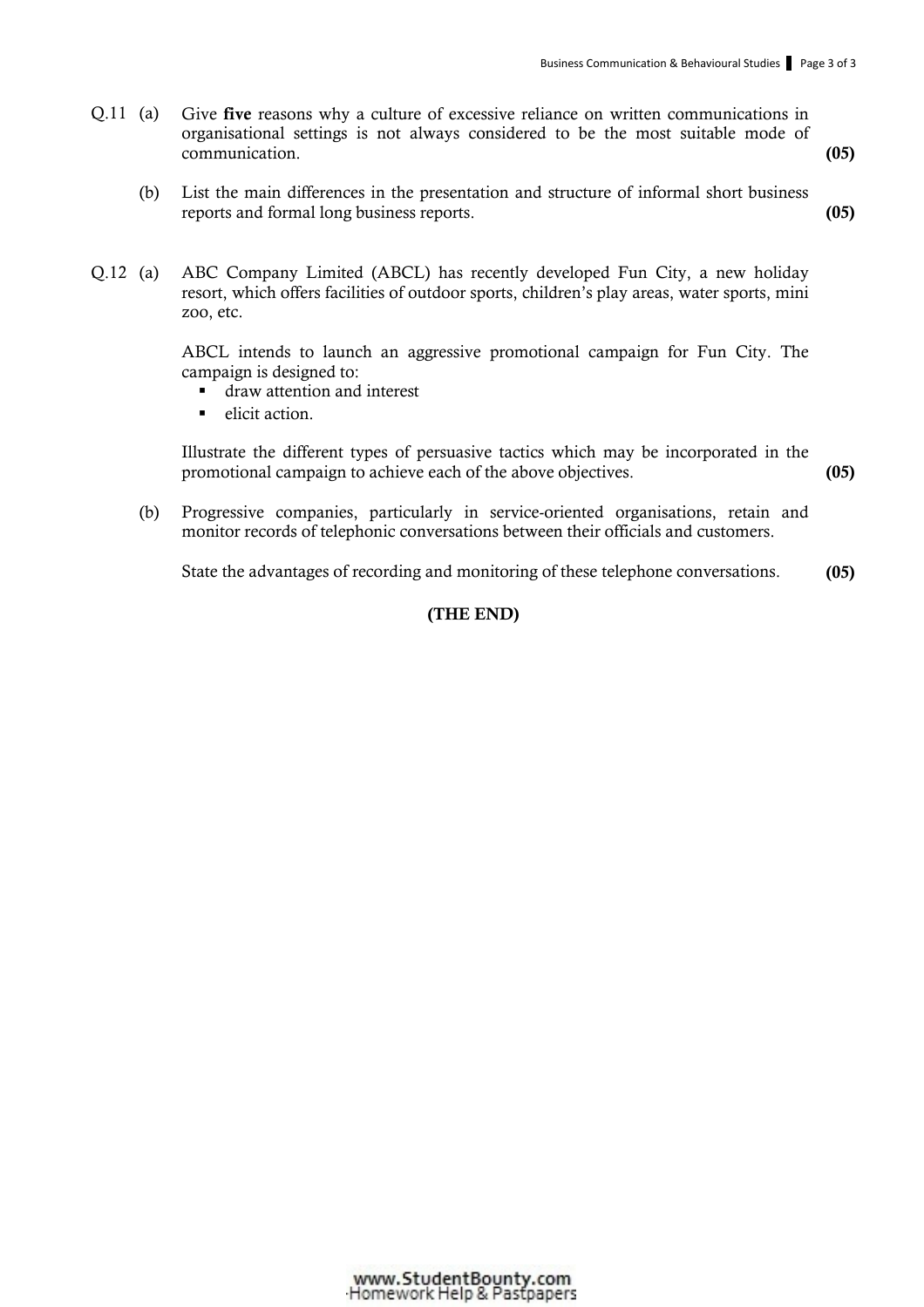Q.11 (a) Give **five** reasons why a culture of excessive reliance on written communications in organisational settings is not always considered to be the most suitable mode of communication. **(05)**

(b) List the main differences in the presentation and structure of informal short business reports and formal long business reports. **(05)**

Q.12 (a) ABC Company Limited (ABCL) has recently developed Fun City, a new holiday resort, which offers facilities of outdoor sports, children's play areas, water sports, mini zoo, etc.

ABCL intends to launch an aggressive promotional campaign for Fun City. The campaign is designed to:

- draw attention and interest
- elicit action.

Illustrate the different types of persuasive tactics which may be incorporated in the promotional campaign to achieve each of the above objectives. **(05)**

(b) Progressive companies, particularly in service-oriented organisations, retain and monitor records of telephonic conversations between their officials and customers.

State the advantages of recording and monitoring of these telephone conversations. **(05)**

**(THE END)**